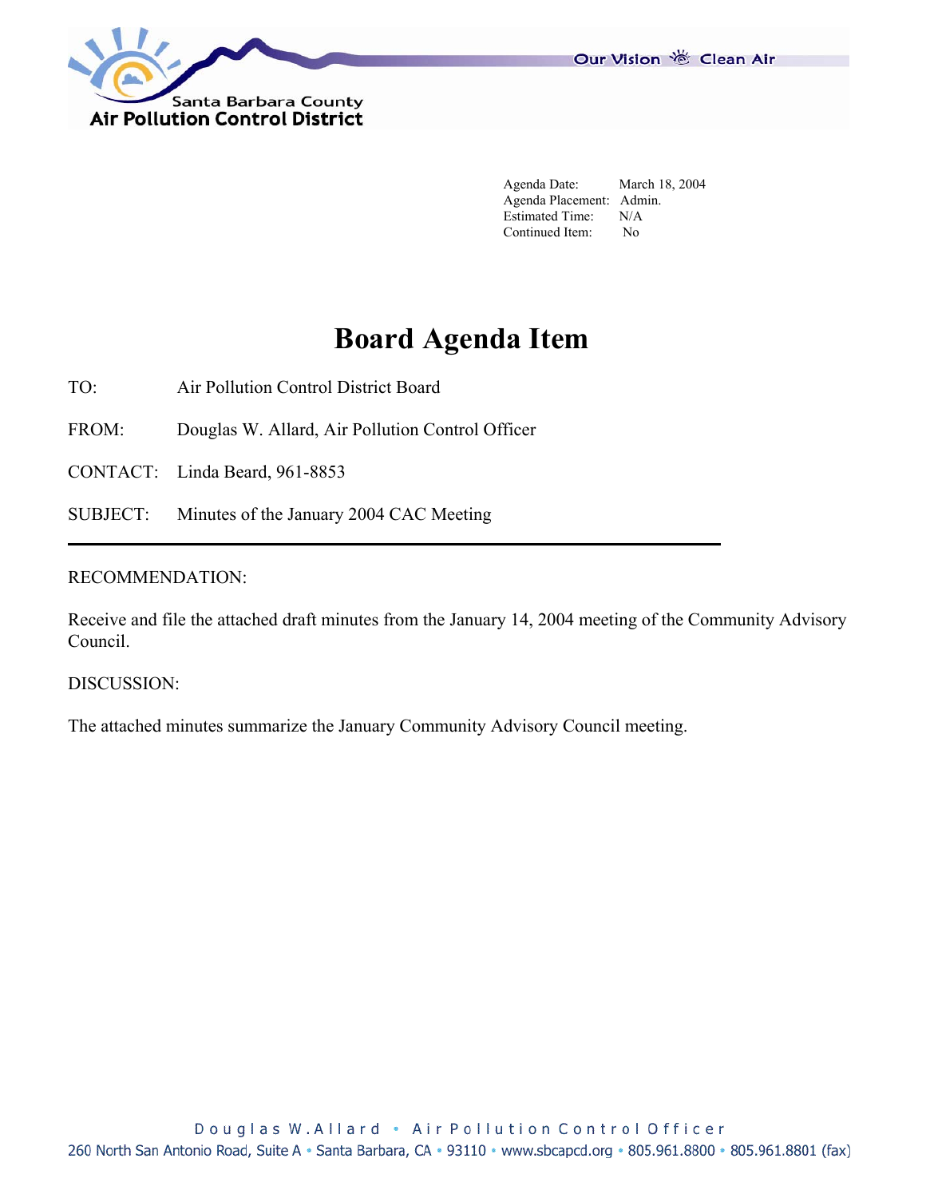Santa Barbara County
Air Pollution Control District

Our Vision Clean Air

| | |
|---|---|
| Agenda Date: | March 18, 2004 |
| Agenda Placement: | Admin. |
| Estimated Time: | N/A |
| Continued Item: | No |

# Board Agenda Item

TO: Air Pollution Control District Board

FROM: Douglas W. Allard, Air Pollution Control Officer

CONTACT: Linda Beard, 961-8853

SUBJECT: Minutes of the January 2004 CAC Meeting

---

RECOMMENDATION:

Receive and file the attached draft minutes from the January 14, 2004 meeting of the Community Advisory Council.

DISCUSSION:

The attached minutes summarize the January Community Advisory Council meeting.

Douglas W. Allard • Air Pollution Control Officer

260 North San Antonio Road, Suite A • Santa Barbara, CA • 93110 • www.sbcapcd.org • 805.961.8800 • 805.961.8801 (fax)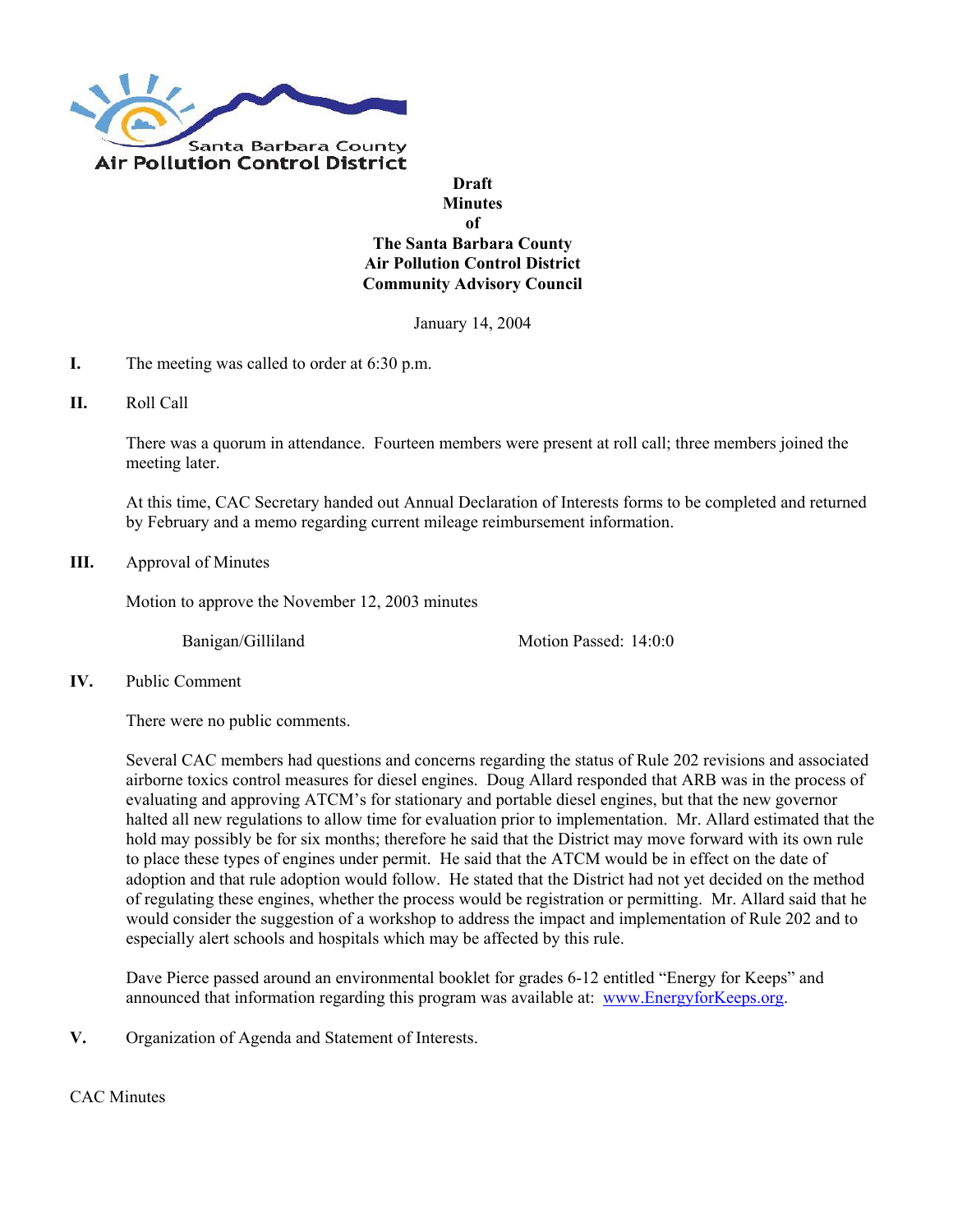Draft
Minutes
of
The Santa Barbara County
Air Pollution Control District
Community Advisory Council

January 14, 2004

**I.** The meeting was called to order at 6:30 p.m.

**II.** Roll Call

There was a quorum in attendance. Fourteen members were present at roll call; three members joined the meeting later.

At this time, CAC Secretary handed out Annual Declaration of Interests forms to be completed and returned by February and a memo regarding current mileage reimbursement information.

**III.** Approval of Minutes

Motion to approve the November 12, 2003 minutes

Banigan/Gilliland Motion Passed: 14:0:0

**IV.** Public Comment

There were no public comments.

Several CAC members had questions and concerns regarding the status of Rule 202 revisions and associated airborne toxics control measures for diesel engines. Doug Allard responded that ARB was in the process of evaluating and approving ATCM's for stationary and portable diesel engines, but that the new governor halted all new regulations to allow time for evaluation prior to implementation. Mr. Allard estimated that the hold may possibly be for six months; therefore he said that the District may move forward with its own rule to place these types of engines under permit. He said that the ATCM would be in effect on the date of adoption and that rule adoption would follow. He stated that the District had not yet decided on the method of regulating these engines, whether the process would be registration or permitting. Mr. Allard said that he would consider the suggestion of a workshop to address the impact and implementation of Rule 202 and to especially alert schools and hospitals which may be affected by this rule.

Dave Pierce passed around an environmental booklet for grades 6-12 entitled "Energy for Keeps" and announced that information regarding this program was available at: www.EnergyforKeeps.org.

**V.** Organization of Agenda and Statement of Interests.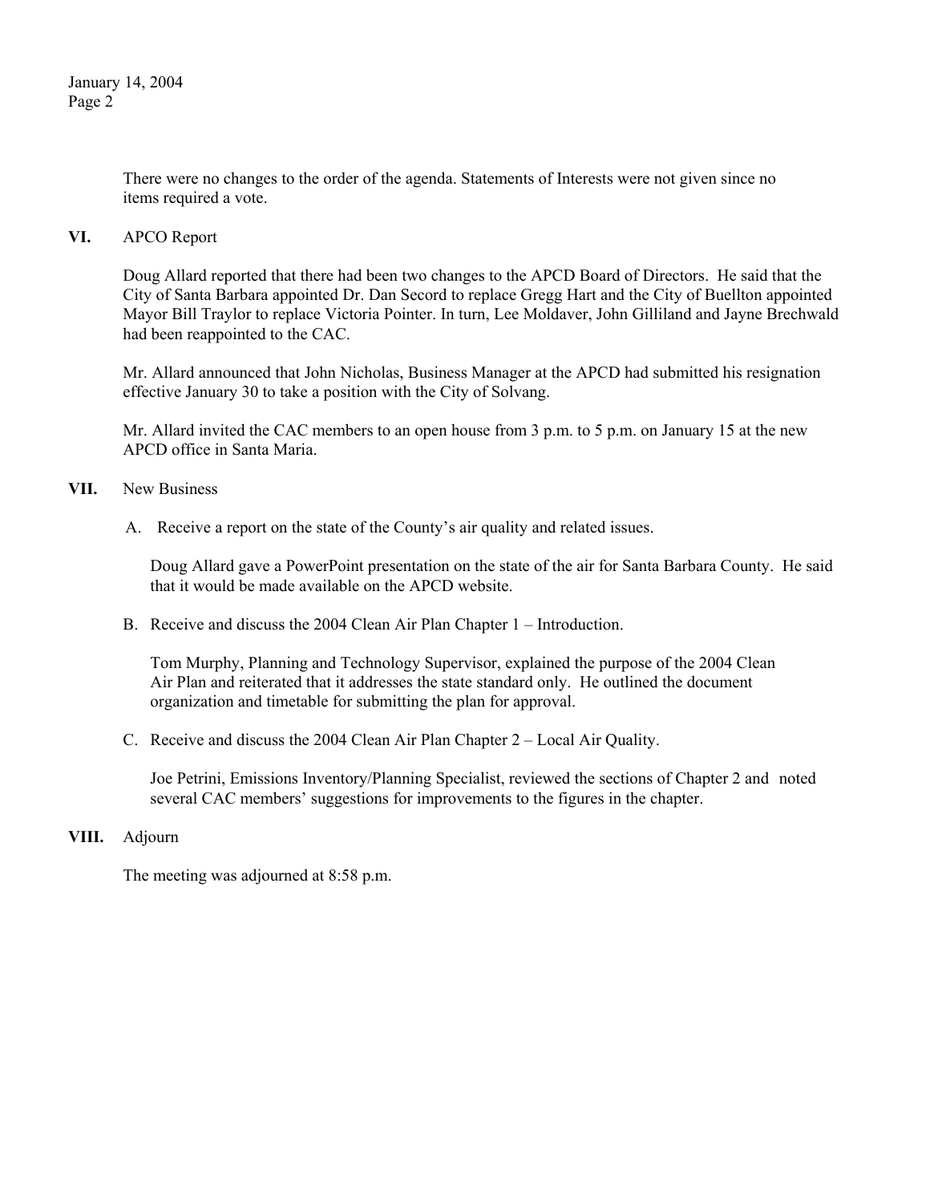There were no changes to the order of the agenda. Statements of Interests were not given since no items required a vote.

**VI.** APCO Report

Doug Allard reported that there had been two changes to the APCD Board of Directors. He said that the City of Santa Barbara appointed Dr. Dan Secord to replace Gregg Hart and the City of Buellton appointed Mayor Bill Traylor to replace Victoria Pointer. In turn, Lee Moldaver, John Gilliland and Jayne Brechwald had been reappointed to the CAC.

Mr. Allard announced that John Nicholas, Business Manager at the APCD had submitted his resignation effective January 30 to take a position with the City of Solvang.

Mr. Allard invited the CAC members to an open house from 3 p.m. to 5 p.m. on January 15 at the new APCD office in Santa Maria.

**VII.** New Business

A. Receive a report on the state of the County's air quality and related issues.

Doug Allard gave a PowerPoint presentation on the state of the air for Santa Barbara County. He said that it would be made available on the APCD website.

B. Receive and discuss the 2004 Clean Air Plan Chapter 1 – Introduction.

Tom Murphy, Planning and Technology Supervisor, explained the purpose of the 2004 Clean Air Plan and reiterated that it addresses the state standard only. He outlined the document organization and timetable for submitting the plan for approval.

C. Receive and discuss the 2004 Clean Air Plan Chapter 2 – Local Air Quality.

Joe Petrini, Emissions Inventory/Planning Specialist, reviewed the sections of Chapter 2 and noted several CAC members' suggestions for improvements to the figures in the chapter.

**VIII.** Adjourn

The meeting was adjourned at 8:58 p.m.